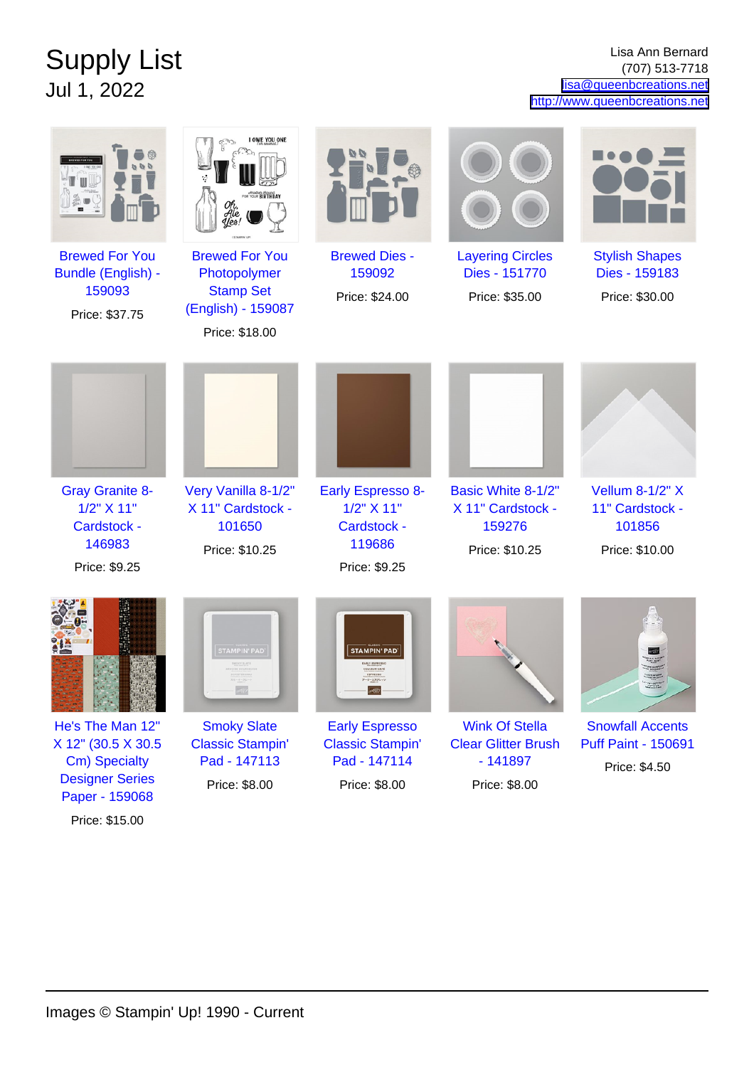# Supply List

Jul 1, 2022

Lisa Ann Bernard
(707) 513-7718
lisa@queenbcreations.net
http://www.queenbcreations.net

Brewed For You Bundle (English) - 159093
Price: $37.75

Brewed For You Photopolymer Stamp Set (English) - 159087
Price: $18.00

Brewed Dies - 159092
Price: $24.00

Layering Circles Dies - 151770
Price: $35.00

Stylish Shapes Dies - 159183
Price: $30.00

Gray Granite 8-1/2" X 11" Cardstock - 146983
Price: $9.25

Very Vanilla 8-1/2" X 11" Cardstock - 101650
Price: $10.25

Early Espresso 8-1/2" X 11" Cardstock - 119686
Price: $9.25

Basic White 8-1/2" X 11" Cardstock - 159276
Price: $10.25

Vellum 8-1/2" X 11" Cardstock - 101856
Price: $10.00

He's The Man 12" X 12" (30.5 X 30.5 Cm) Specialty Designer Series Paper - 159068
Price: $15.00

Smoky Slate Classic Stampin' Pad - 147113
Price: $8.00

Early Espresso Classic Stampin' Pad - 147114
Price: $8.00

Wink Of Stella Clear Glitter Brush - 141897
Price: $8.00

Snowfall Accents Puff Paint - 150691
Price: $4.50

Images © Stampin' Up! 1990 - Current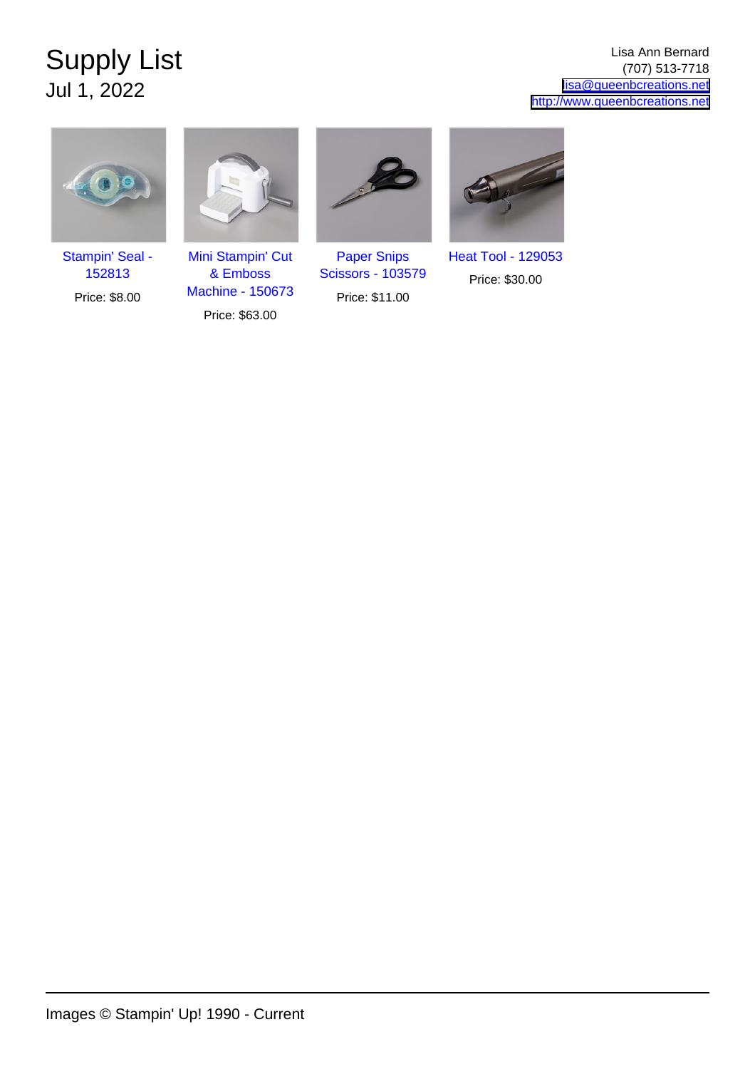# Supply List

## Jul 1, 2022

Lisa Ann Bernard
(707) 513-7718
lisa@queenbcreations.net
http://www.queenbcreations.net

Stampin' Seal - 152813

Price: $8.00

Mini Stampin' Cut & Emboss Machine - 150673

Price: $63.00

Paper Snips Scissors - 103579

Price: $11.00

Heat Tool - 129053

Price: $30.00

Images © Stampin' Up! 1990 - Current